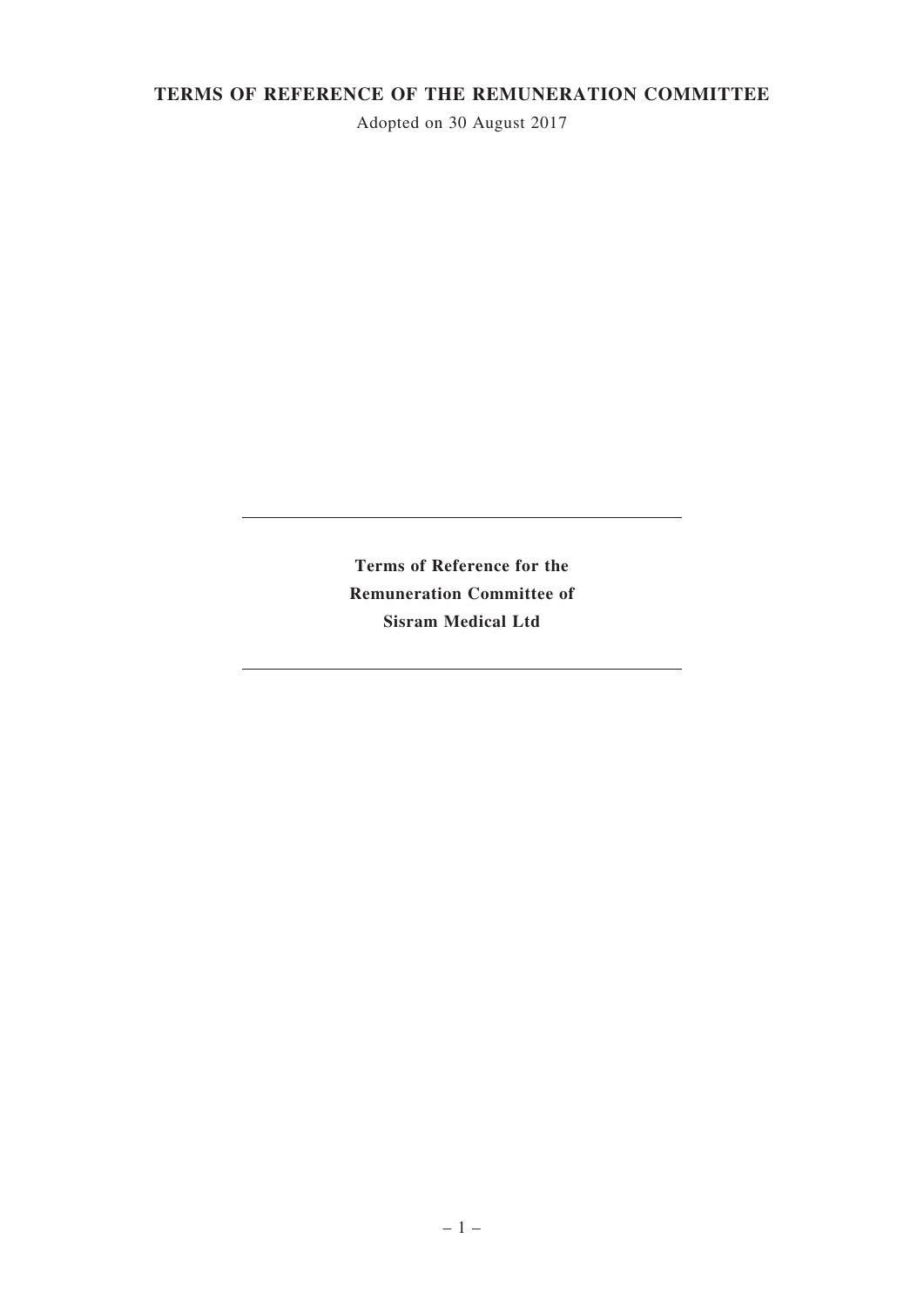# TERMS OF REFERENCE OF THE REMUNERATION COMMITTEE

Adopted on 30 August 2017

---

**Terms of Reference for the**
**Remuneration Committee of**
**Sisram Medical Ltd**

---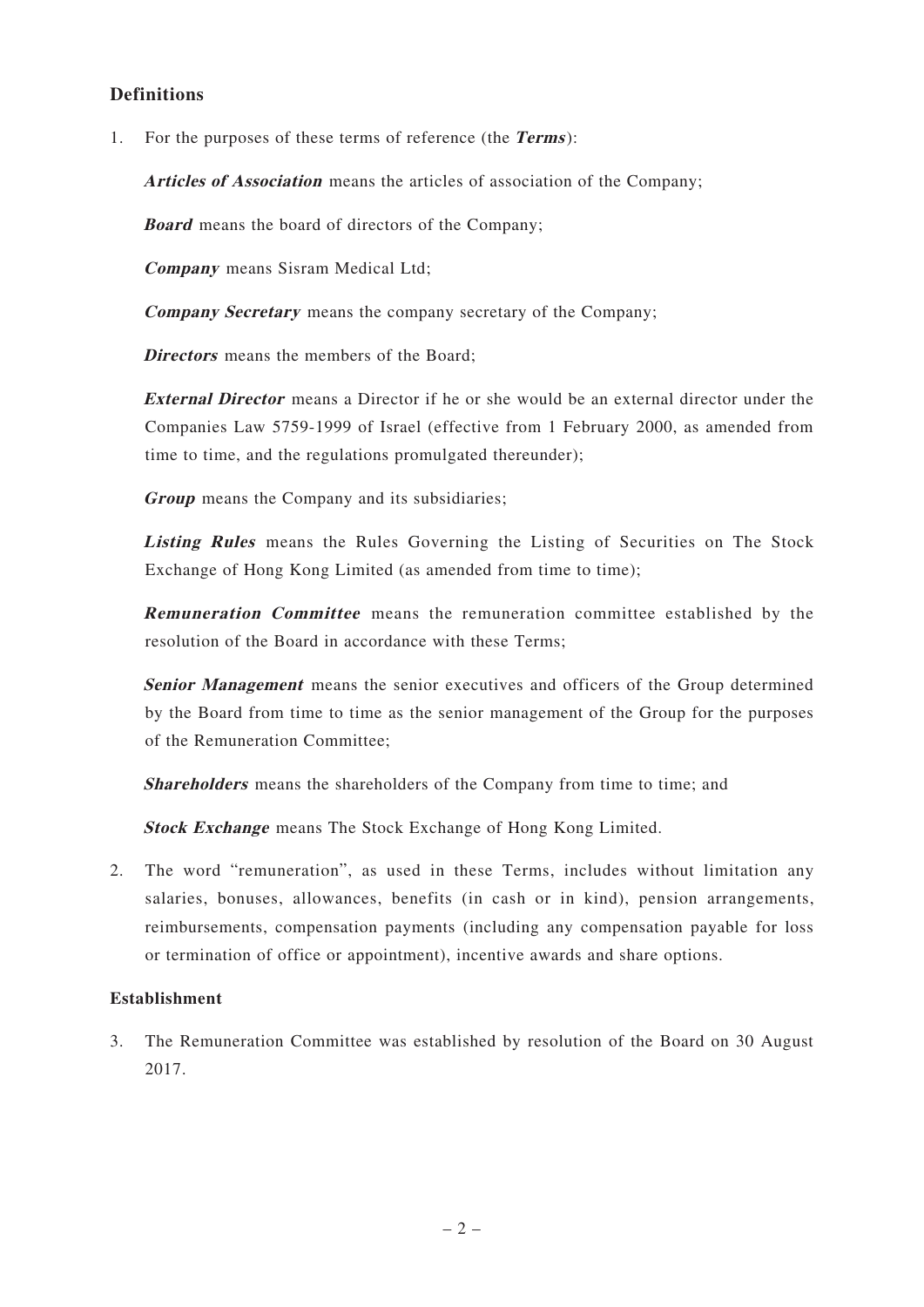## Definitions

1. For the purposes of these terms of reference (the ***Terms***):

   ***Articles of Association*** means the articles of association of the Company;

   ***Board*** means the board of directors of the Company;

   ***Company*** means Sisram Medical Ltd;

   ***Company Secretary*** means the company secretary of the Company;

   ***Directors*** means the members of the Board;

   ***External Director*** means a Director if he or she would be an external director under the Companies Law 5759-1999 of Israel (effective from 1 February 2000, as amended from time to time, and the regulations promulgated thereunder);

   ***Group*** means the Company and its subsidiaries;

   ***Listing Rules*** means the Rules Governing the Listing of Securities on The Stock Exchange of Hong Kong Limited (as amended from time to time);

   ***Remuneration Committee*** means the remuneration committee established by the resolution of the Board in accordance with these Terms;

   ***Senior Management*** means the senior executives and officers of the Group determined by the Board from time to time as the senior management of the Group for the purposes of the Remuneration Committee;

   ***Shareholders*** means the shareholders of the Company from time to time; and

   ***Stock Exchange*** means The Stock Exchange of Hong Kong Limited.

2. The word "remuneration", as used in these Terms, includes without limitation any salaries, bonuses, allowances, benefits (in cash or in kind), pension arrangements, reimbursements, compensation payments (including any compensation payable for loss or termination of office or appointment), incentive awards and share options.

## Establishment

3. The Remuneration Committee was established by resolution of the Board on 30 August 2017.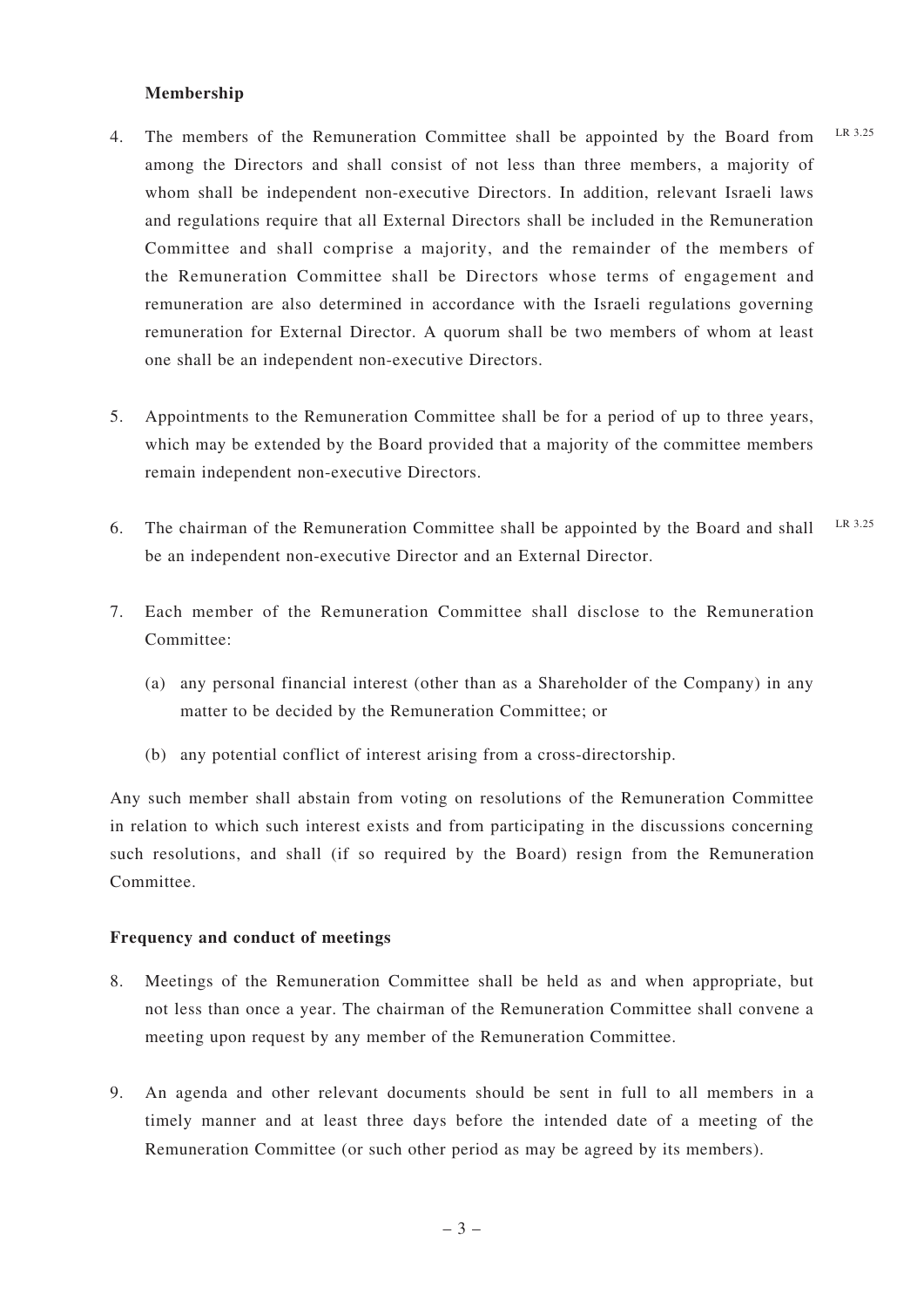**Membership**

4. The members of the Remuneration Committee shall be appointed by the Board from among the Directors and shall consist of not less than three members, a majority of whom shall be independent non-executive Directors. In addition, relevant Israeli laws and regulations require that all External Directors shall be included in the Remuneration Committee and shall comprise a majority, and the remainder of the members of the Remuneration Committee shall be Directors whose terms of engagement and remuneration are also determined in accordance with the Israeli regulations governing remuneration for External Director. A quorum shall be two members of whom at least one shall be an independent non-executive Directors. LR 3.25

5. Appointments to the Remuneration Committee shall be for a period of up to three years, which may be extended by the Board provided that a majority of the committee members remain independent non-executive Directors.

6. The chairman of the Remuneration Committee shall be appointed by the Board and shall be an independent non-executive Director and an External Director. LR 3.25

7. Each member of the Remuneration Committee shall disclose to the Remuneration Committee:

   (a) any personal financial interest (other than as a Shareholder of the Company) in any matter to be decided by the Remuneration Committee; or

   (b) any potential conflict of interest arising from a cross-directorship.

Any such member shall abstain from voting on resolutions of the Remuneration Committee in relation to which such interest exists and from participating in the discussions concerning such resolutions, and shall (if so required by the Board) resign from the Remuneration Committee.

**Frequency and conduct of meetings**

8. Meetings of the Remuneration Committee shall be held as and when appropriate, but not less than once a year. The chairman of the Remuneration Committee shall convene a meeting upon request by any member of the Remuneration Committee.

9. An agenda and other relevant documents should be sent in full to all members in a timely manner and at least three days before the intended date of a meeting of the Remuneration Committee (or such other period as may be agreed by its members).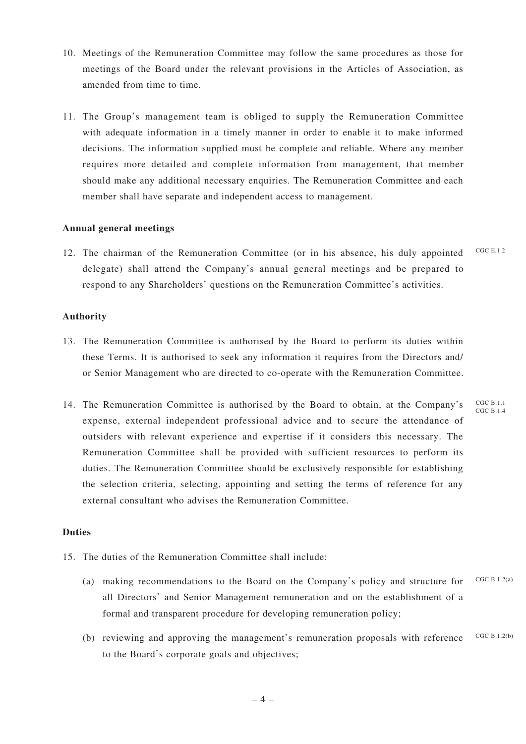10. Meetings of the Remuneration Committee may follow the same procedures as those for meetings of the Board under the relevant provisions in the Articles of Association, as amended from time to time.

11. The Group's management team is obliged to supply the Remuneration Committee with adequate information in a timely manner in order to enable it to make informed decisions. The information supplied must be complete and reliable. Where any member requires more detailed and complete information from management, that member should make any additional necessary enquiries. The Remuneration Committee and each member shall have separate and independent access to management.

**Annual general meetings**

12. The chairman of the Remuneration Committee (or in his absence, his duly appointed delegate) shall attend the Company's annual general meetings and be prepared to respond to any Shareholders' questions on the Remuneration Committee's activities. CGC E.1.2

**Authority**

13. The Remuneration Committee is authorised by the Board to perform its duties within these Terms. It is authorised to seek any information it requires from the Directors and/ or Senior Management who are directed to co-operate with the Remuneration Committee.

14. The Remuneration Committee is authorised by the Board to obtain, at the Company's expense, external independent professional advice and to secure the attendance of outsiders with relevant experience and expertise if it considers this necessary. The Remuneration Committee shall be provided with sufficient resources to perform its duties. The Remuneration Committee should be exclusively responsible for establishing the selection criteria, selecting, appointing and setting the terms of reference for any external consultant who advises the Remuneration Committee. CGC B.1.1 CGC B.1.4

**Duties**

15. The duties of the Remuneration Committee shall include:

    (a) making recommendations to the Board on the Company's policy and structure for all Directors' and Senior Management remuneration and on the establishment of a formal and transparent procedure for developing remuneration policy; CGC B.1.2(a)

    (b) reviewing and approving the management's remuneration proposals with reference to the Board's corporate goals and objectives; CGC B.1.2(b)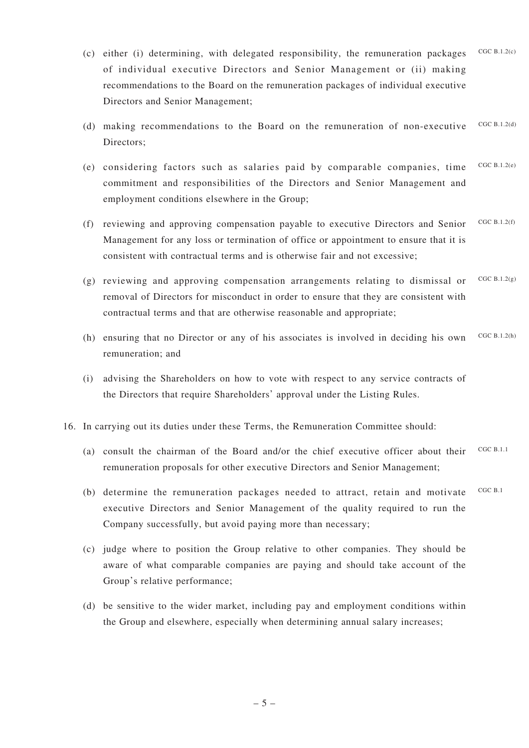(c) either (i) determining, with delegated responsibility, the remuneration packages of individual executive Directors and Senior Management or (ii) making recommendations to the Board on the remuneration packages of individual executive Directors and Senior Management; CGC B.1.2(c)

(d) making recommendations to the Board on the remuneration of non-executive Directors; CGC B.1.2(d)

(e) considering factors such as salaries paid by comparable companies, time commitment and responsibilities of the Directors and Senior Management and employment conditions elsewhere in the Group; CGC B.1.2(e)

(f) reviewing and approving compensation payable to executive Directors and Senior Management for any loss or termination of office or appointment to ensure that it is consistent with contractual terms and is otherwise fair and not excessive; CGC B.1.2(f)

(g) reviewing and approving compensation arrangements relating to dismissal or removal of Directors for misconduct in order to ensure that they are consistent with contractual terms and that are otherwise reasonable and appropriate; CGC B.1.2(g)

(h) ensuring that no Director or any of his associates is involved in deciding his own remuneration; and CGC B.1.2(h)

(i) advising the Shareholders on how to vote with respect to any service contracts of the Directors that require Shareholders' approval under the Listing Rules.

16. In carrying out its duties under these Terms, the Remuneration Committee should:

(a) consult the chairman of the Board and/or the chief executive officer about their remuneration proposals for other executive Directors and Senior Management; CGC B.1.1

(b) determine the remuneration packages needed to attract, retain and motivate executive Directors and Senior Management of the quality required to run the Company successfully, but avoid paying more than necessary; CGC B.1

(c) judge where to position the Group relative to other companies. They should be aware of what comparable companies are paying and should take account of the Group's relative performance;

(d) be sensitive to the wider market, including pay and employment conditions within the Group and elsewhere, especially when determining annual salary increases;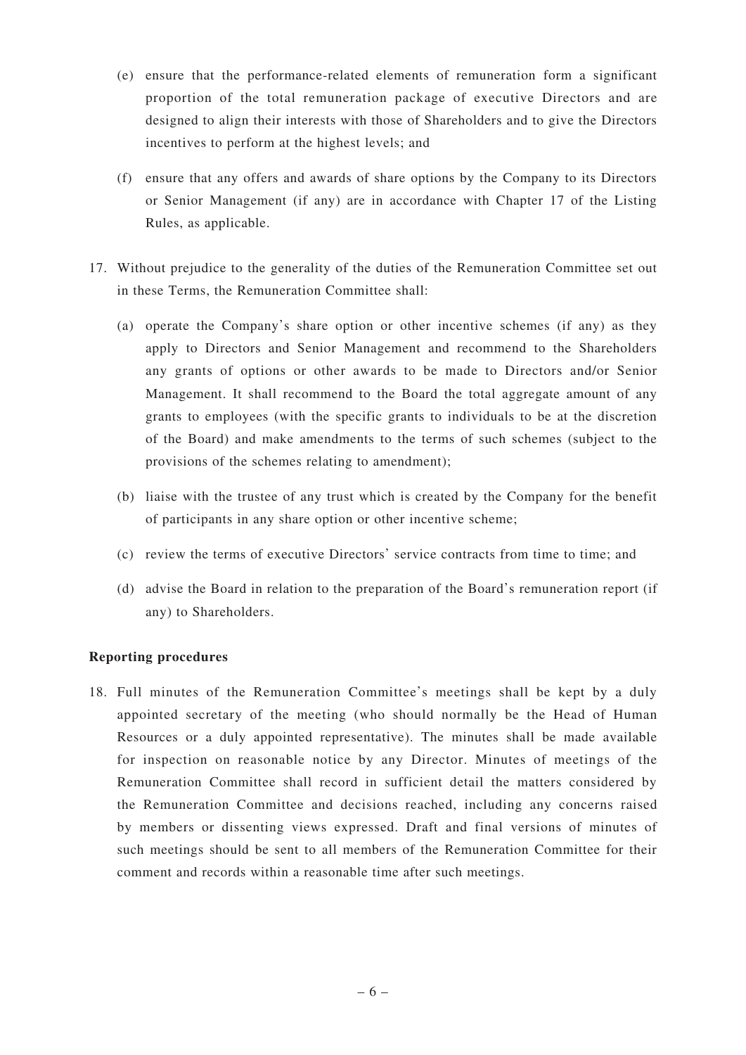(e) ensure that the performance-related elements of remuneration form a significant proportion of the total remuneration package of executive Directors and are designed to align their interests with those of Shareholders and to give the Directors incentives to perform at the highest levels; and

(f) ensure that any offers and awards of share options by the Company to its Directors or Senior Management (if any) are in accordance with Chapter 17 of the Listing Rules, as applicable.

17. Without prejudice to the generality of the duties of the Remuneration Committee set out in these Terms, the Remuneration Committee shall:

    (a) operate the Company's share option or other incentive schemes (if any) as they apply to Directors and Senior Management and recommend to the Shareholders any grants of options or other awards to be made to Directors and/or Senior Management. It shall recommend to the Board the total aggregate amount of any grants to employees (with the specific grants to individuals to be at the discretion of the Board) and make amendments to the terms of such schemes (subject to the provisions of the schemes relating to amendment);

    (b) liaise with the trustee of any trust which is created by the Company for the benefit of participants in any share option or other incentive scheme;

    (c) review the terms of executive Directors' service contracts from time to time; and

    (d) advise the Board in relation to the preparation of the Board's remuneration report (if any) to Shareholders.

**Reporting procedures**

18. Full minutes of the Remuneration Committee's meetings shall be kept by a duly appointed secretary of the meeting (who should normally be the Head of Human Resources or a duly appointed representative). The minutes shall be made available for inspection on reasonable notice by any Director. Minutes of meetings of the Remuneration Committee shall record in sufficient detail the matters considered by the Remuneration Committee and decisions reached, including any concerns raised by members or dissenting views expressed. Draft and final versions of minutes of such meetings should be sent to all members of the Remuneration Committee for their comment and records within a reasonable time after such meetings.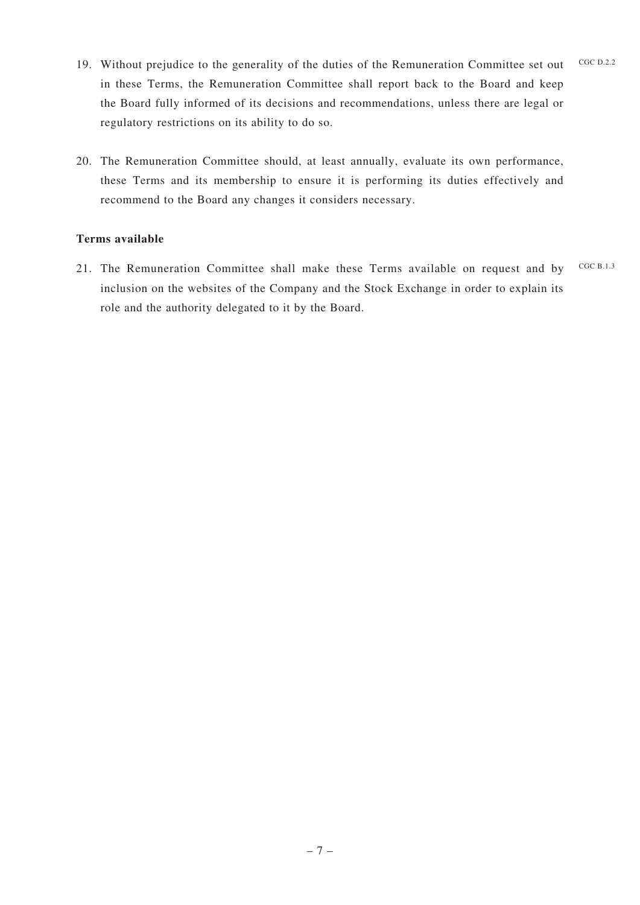19. Without prejudice to the generality of the duties of the Remuneration Committee set out in these Terms, the Remuneration Committee shall report back to the Board and keep the Board fully informed of its decisions and recommendations, unless there are legal or regulatory restrictions on its ability to do so. CGC D.2.2

20. The Remuneration Committee should, at least annually, evaluate its own performance, these Terms and its membership to ensure it is performing its duties effectively and recommend to the Board any changes it considers necessary.

**Terms available**

21. The Remuneration Committee shall make these Terms available on request and by inclusion on the websites of the Company and the Stock Exchange in order to explain its role and the authority delegated to it by the Board. CGC B.1.3